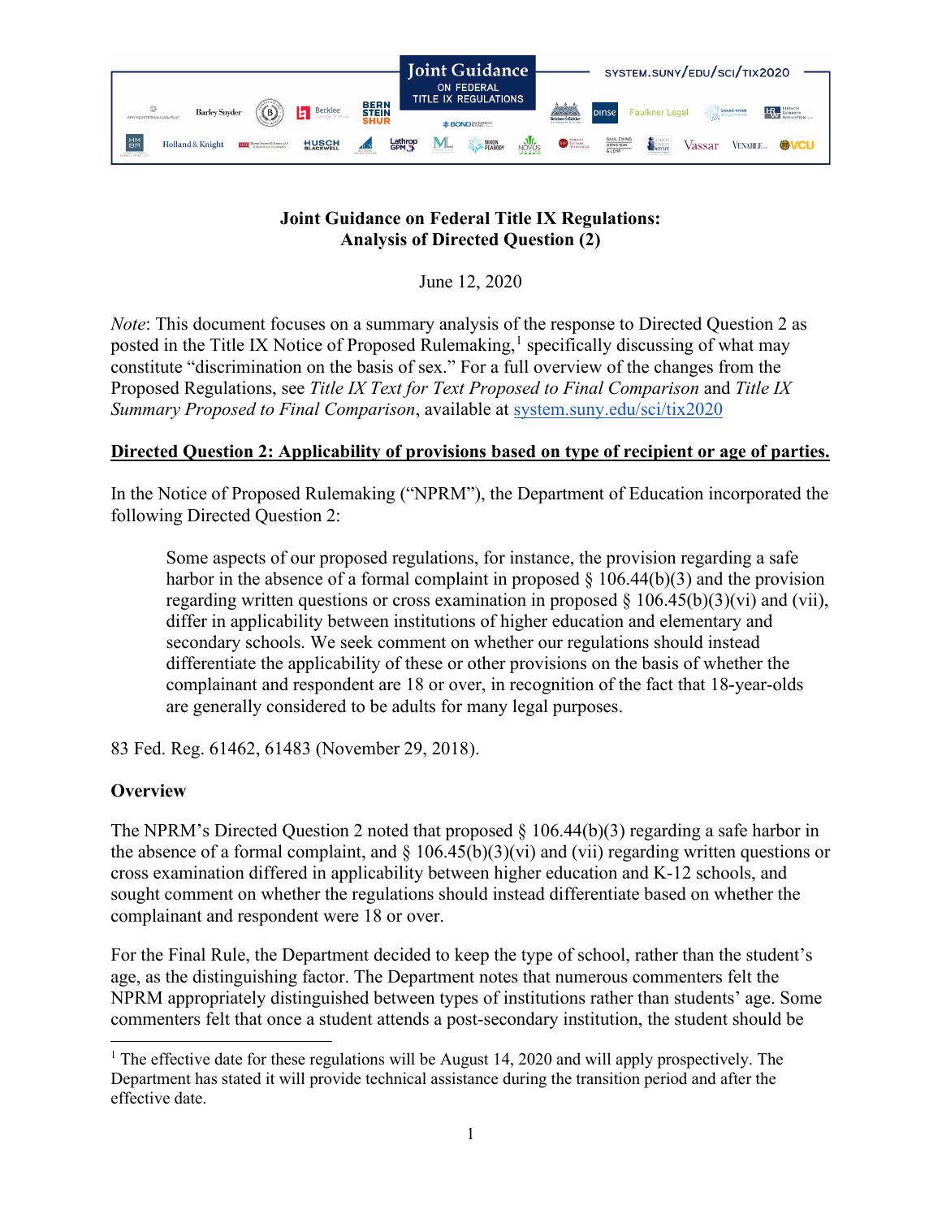Joint Guidance ON FEDERAL TITLE IX REGULATIONS

SYSTEM.SUNY/EDU/SCI/TIX2020

**Joint Guidance on Federal Title IX Regulations:**
**Analysis of Directed Question (2)**

June 12, 2020

*Note*: This document focuses on a summary analysis of the response to Directed Question 2 as posted in the Title IX Notice of Proposed Rulemaking,[1] specifically discussing of what may constitute "discrimination on the basis of sex." For a full overview of the changes from the Proposed Regulations, see *Title IX Text for Text Proposed to Final Comparison* and *Title IX Summary Proposed to Final Comparison*, available at system.suny.edu/sci/tix2020

**Directed Question 2: Applicability of provisions based on type of recipient or age of parties.**

In the Notice of Proposed Rulemaking ("NPRM"), the Department of Education incorporated the following Directed Question 2:

> Some aspects of our proposed regulations, for instance, the provision regarding a safe harbor in the absence of a formal complaint in proposed § 106.44(b)(3) and the provision regarding written questions or cross examination in proposed § 106.45(b)(3)(vi) and (vii), differ in applicability between institutions of higher education and elementary and secondary schools. We seek comment on whether our regulations should instead differentiate the applicability of these or other provisions on the basis of whether the complainant and respondent are 18 or over, in recognition of the fact that 18-year-olds are generally considered to be adults for many legal purposes.

83 Fed. Reg. 61462, 61483 (November 29, 2018).

**Overview**

The NPRM's Directed Question 2 noted that proposed § 106.44(b)(3) regarding a safe harbor in the absence of a formal complaint, and § 106.45(b)(3)(vi) and (vii) regarding written questions or cross examination differed in applicability between higher education and K-12 schools, and sought comment on whether the regulations should instead differentiate based on whether the complainant and respondent were 18 or over.

For the Final Rule, the Department decided to keep the type of school, rather than the student's age, as the distinguishing factor. The Department notes that numerous commenters felt the NPRM appropriately distinguished between types of institutions rather than students' age. Some commenters felt that once a student attends a post-secondary institution, the student should be

[1] The effective date for these regulations will be August 14, 2020 and will apply prospectively. The Department has stated it will provide technical assistance during the transition period and after the effective date.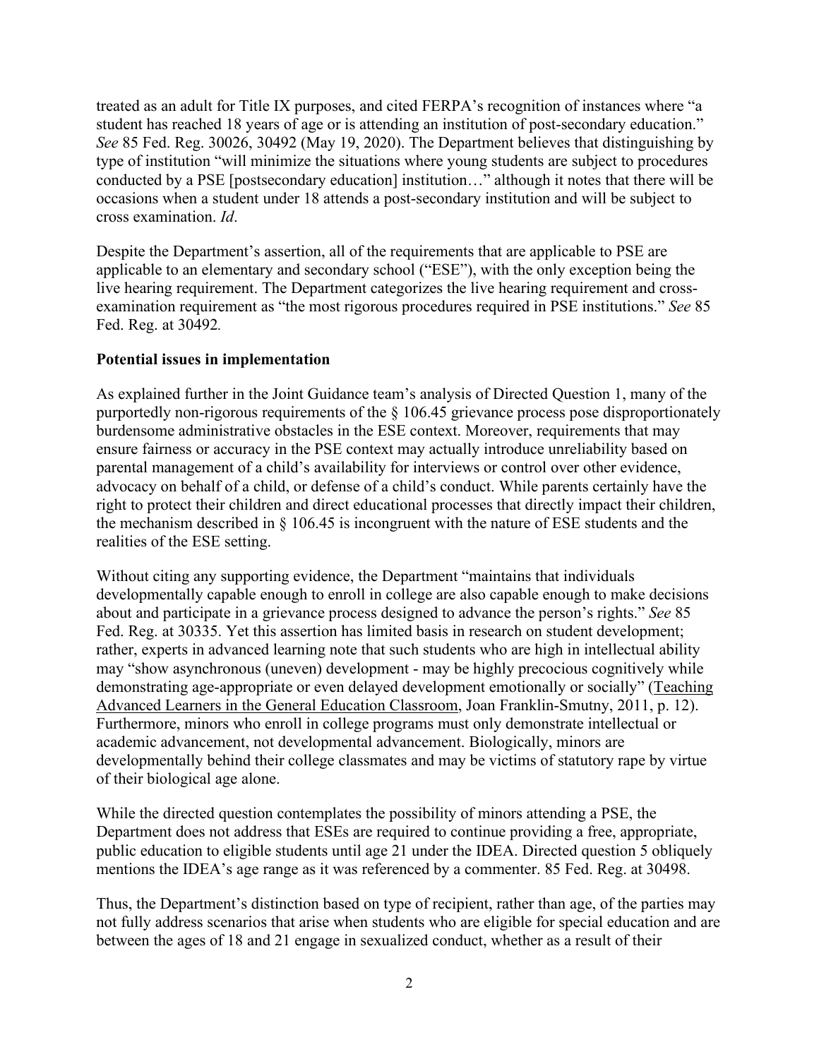treated as an adult for Title IX purposes, and cited FERPA's recognition of instances where "a student has reached 18 years of age or is attending an institution of post-secondary education." *See* 85 Fed. Reg. 30026, 30492 (May 19, 2020). The Department believes that distinguishing by type of institution "will minimize the situations where young students are subject to procedures conducted by a PSE [postsecondary education] institution…" although it notes that there will be occasions when a student under 18 attends a post-secondary institution and will be subject to cross examination. *Id*.

Despite the Department's assertion, all of the requirements that are applicable to PSE are applicable to an elementary and secondary school ("ESE"), with the only exception being the live hearing requirement. The Department categorizes the live hearing requirement and cross-examination requirement as "the most rigorous procedures required in PSE institutions." *See* 85 Fed. Reg. at 30492*.*

**Potential issues in implementation**

As explained further in the Joint Guidance team's analysis of Directed Question 1, many of the purportedly non-rigorous requirements of the § 106.45 grievance process pose disproportionately burdensome administrative obstacles in the ESE context. Moreover, requirements that may ensure fairness or accuracy in the PSE context may actually introduce unreliability based on parental management of a child's availability for interviews or control over other evidence, advocacy on behalf of a child, or defense of a child's conduct. While parents certainly have the right to protect their children and direct educational processes that directly impact their children, the mechanism described in § 106.45 is incongruent with the nature of ESE students and the realities of the ESE setting.

Without citing any supporting evidence, the Department "maintains that individuals developmentally capable enough to enroll in college are also capable enough to make decisions about and participate in a grievance process designed to advance the person's rights." *See* 85 Fed. Reg. at 30335. Yet this assertion has limited basis in research on student development; rather, experts in advanced learning note that such students who are high in intellectual ability may "show asynchronous (uneven) development - may be highly precocious cognitively while demonstrating age-appropriate or even delayed development emotionally or socially" (Teaching Advanced Learners in the General Education Classroom, Joan Franklin-Smutny, 2011, p. 12). Furthermore, minors who enroll in college programs must only demonstrate intellectual or academic advancement, not developmental advancement. Biologically, minors are developmentally behind their college classmates and may be victims of statutory rape by virtue of their biological age alone.

While the directed question contemplates the possibility of minors attending a PSE, the Department does not address that ESEs are required to continue providing a free, appropriate, public education to eligible students until age 21 under the IDEA. Directed question 5 obliquely mentions the IDEA's age range as it was referenced by a commenter. 85 Fed. Reg. at 30498.

Thus, the Department's distinction based on type of recipient, rather than age, of the parties may not fully address scenarios that arise when students who are eligible for special education and are between the ages of 18 and 21 engage in sexualized conduct, whether as a result of their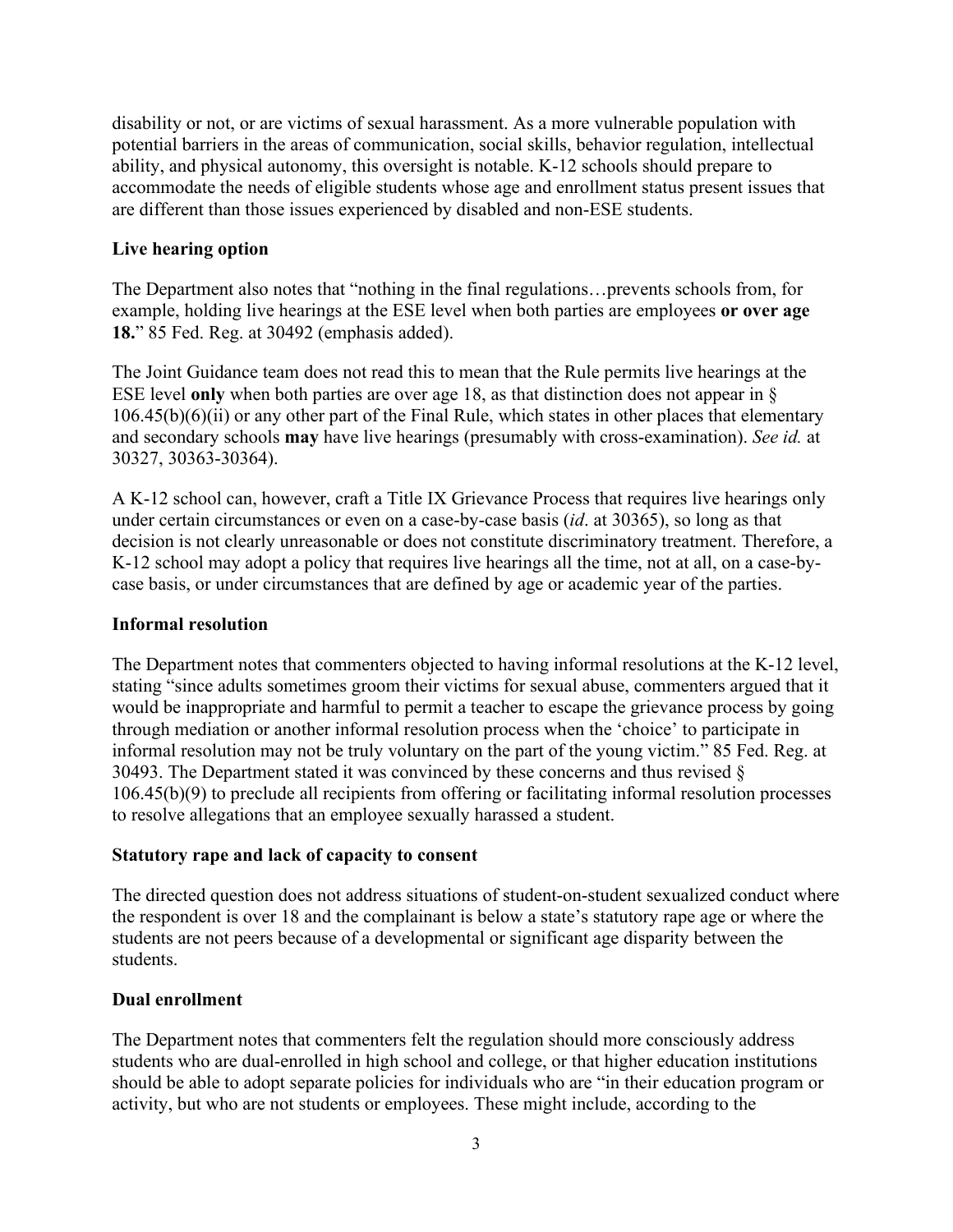disability or not, or are victims of sexual harassment. As a more vulnerable population with potential barriers in the areas of communication, social skills, behavior regulation, intellectual ability, and physical autonomy, this oversight is notable. K-12 schools should prepare to accommodate the needs of eligible students whose age and enrollment status present issues that are different than those issues experienced by disabled and non-ESE students.

**Live hearing option**

The Department also notes that "nothing in the final regulations…prevents schools from, for example, holding live hearings at the ESE level when both parties are employees **or over age 18.**" 85 Fed. Reg. at 30492 (emphasis added).

The Joint Guidance team does not read this to mean that the Rule permits live hearings at the ESE level **only** when both parties are over age 18, as that distinction does not appear in § 106.45(b)(6)(ii) or any other part of the Final Rule, which states in other places that elementary and secondary schools **may** have live hearings (presumably with cross-examination). *See id.* at 30327, 30363-30364).

A K-12 school can, however, craft a Title IX Grievance Process that requires live hearings only under certain circumstances or even on a case-by-case basis (*id*. at 30365), so long as that decision is not clearly unreasonable or does not constitute discriminatory treatment. Therefore, a K-12 school may adopt a policy that requires live hearings all the time, not at all, on a case-by-case basis, or under circumstances that are defined by age or academic year of the parties.

**Informal resolution**

The Department notes that commenters objected to having informal resolutions at the K-12 level, stating "since adults sometimes groom their victims for sexual abuse, commenters argued that it would be inappropriate and harmful to permit a teacher to escape the grievance process by going through mediation or another informal resolution process when the 'choice' to participate in informal resolution may not be truly voluntary on the part of the young victim." 85 Fed. Reg. at 30493. The Department stated it was convinced by these concerns and thus revised § 106.45(b)(9) to preclude all recipients from offering or facilitating informal resolution processes to resolve allegations that an employee sexually harassed a student.

**Statutory rape and lack of capacity to consent**

The directed question does not address situations of student-on-student sexualized conduct where the respondent is over 18 and the complainant is below a state's statutory rape age or where the students are not peers because of a developmental or significant age disparity between the students.

**Dual enrollment**

The Department notes that commenters felt the regulation should more consciously address students who are dual-enrolled in high school and college, or that higher education institutions should be able to adopt separate policies for individuals who are "in their education program or activity, but who are not students or employees. These might include, according to the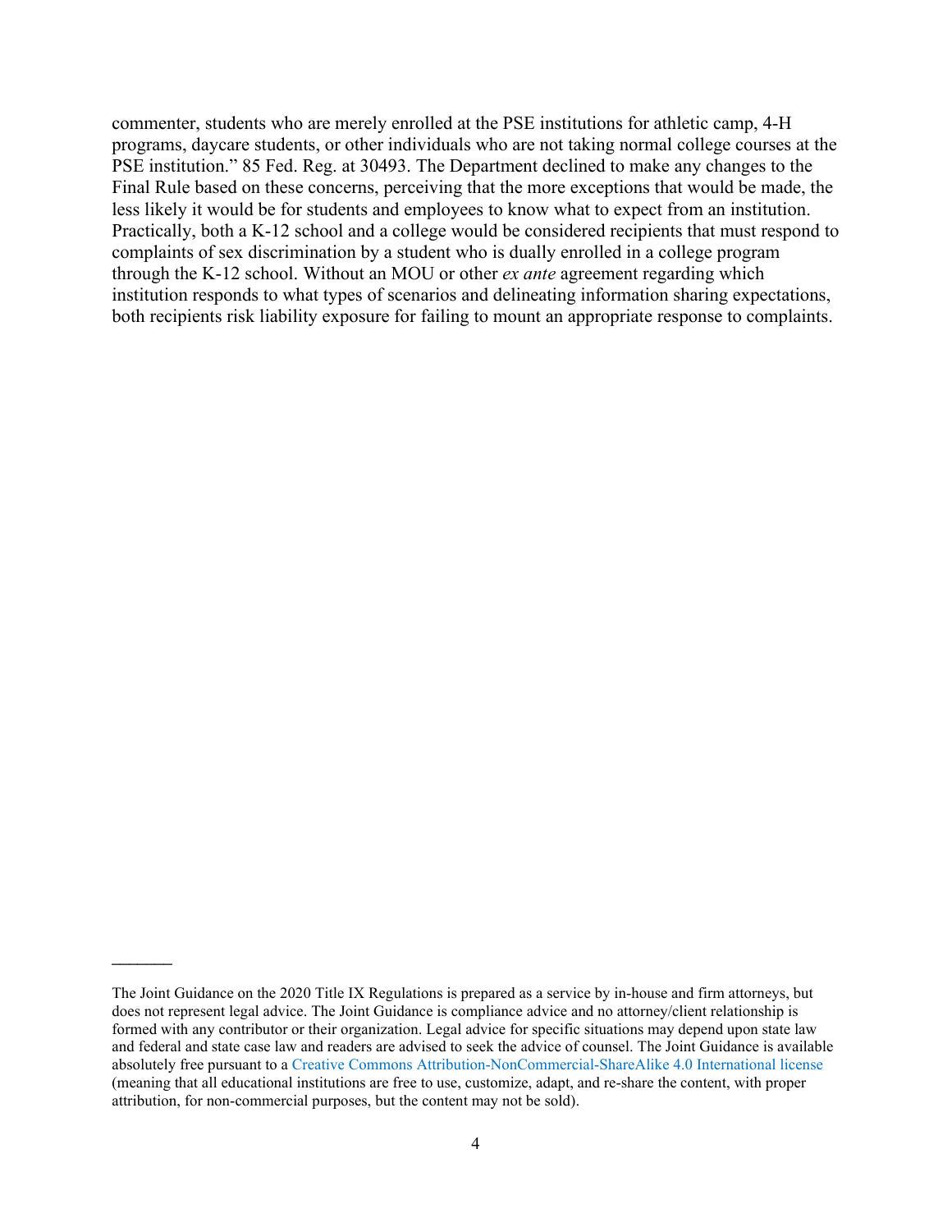commenter, students who are merely enrolled at the PSE institutions for athletic camp, 4-H programs, daycare students, or other individuals who are not taking normal college courses at the PSE institution." 85 Fed. Reg. at 30493. The Department declined to make any changes to the Final Rule based on these concerns, perceiving that the more exceptions that would be made, the less likely it would be for students and employees to know what to expect from an institution. Practically, both a K-12 school and a college would be considered recipients that must respond to complaints of sex discrimination by a student who is dually enrolled in a college program through the K-12 school. Without an MOU or other *ex ante* agreement regarding which institution responds to what types of scenarios and delineating information sharing expectations, both recipients risk liability exposure for failing to mount an appropriate response to complaints.

---

The Joint Guidance on the 2020 Title IX Regulations is prepared as a service by in-house and firm attorneys, but does not represent legal advice. The Joint Guidance is compliance advice and no attorney/client relationship is formed with any contributor or their organization. Legal advice for specific situations may depend upon state law and federal and state case law and readers are advised to seek the advice of counsel. The Joint Guidance is available absolutely free pursuant to a Creative Commons Attribution-NonCommercial-ShareAlike 4.0 International license (meaning that all educational institutions are free to use, customize, adapt, and re-share the content, with proper attribution, for non-commercial purposes, but the content may not be sold).